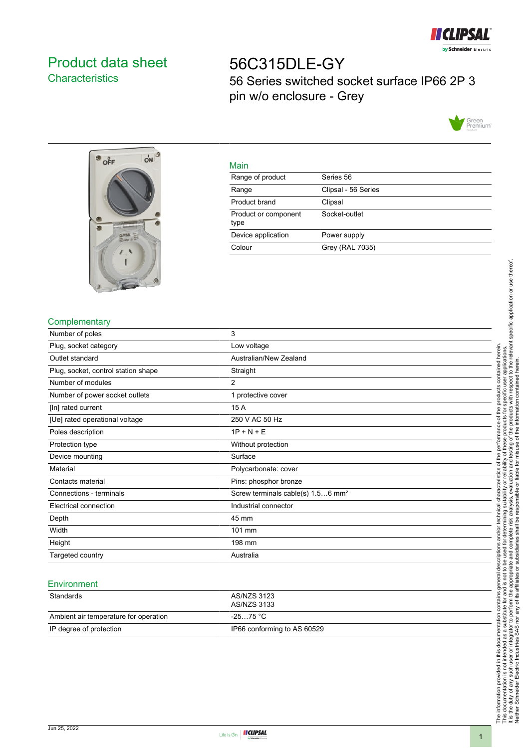# Product data sheet

## Characteristics

# 56C315DLE-GY

56 Series switched socket surface IP66 2P 3 pin w/o enclosure - Grey

### Main

| | |
|---|---|
| Range of product | Series 56 |
| Range | Clipsal - 56 Series |
| Product brand | Clipsal |
| Product or component type | Socket-outlet |
| Device application | Power supply |
| Colour | Grey (RAL 7035) |

### Complementary

| | |
|---|---|
| Number of poles | 3 |
| Plug, socket category | Low voltage |
| Outlet standard | Australian/New Zealand |
| Plug, socket, control station shape | Straight |
| Number of modules | 2 |
| Number of power socket outlets | 1 protective cover |
| [In] rated current | 15 A |
| [Ue] rated operational voltage | 250 V AC 50 Hz |
| Poles description | 1P + N + E |
| Protection type | Without protection |
| Device mounting | Surface |
| Material | Polycarbonate: cover |
| Contacts material | Pins: phosphor bronze |
| Connections - terminals | Screw terminals cable(s) 1.5…6 mm² |
| Electrical connection | Industrial connector |
| Depth | 45 mm |
| Width | 101 mm |
| Height | 198 mm |
| Targeted country | Australia |

### Environment

| | |
|---|---|
| Standards | AS/NZS 3123<br>AS/NZS 3133 |
| Ambient air temperature for operation | -25…75 °C |
| IP degree of protection | IP66 conforming to AS 60529 |

The information provided in this documentation contains general descriptions and/or technical characteristics of the performance of the products contained herein. This documentation is not intended as a substitute for and is not to be used for determining suitability or reliability of these products for specific user applications. It is the duty of any such user or integrator to perform the appropriate and complete risk analysis, evaluation and testing of the products with respect to the relevant specific application or use thereof. Neither Schneider Electric Industries SAS nor any of its affiliates or subsidiaries shall be responsible or liable for misuse of the information contained herein.

Jun 25, 2022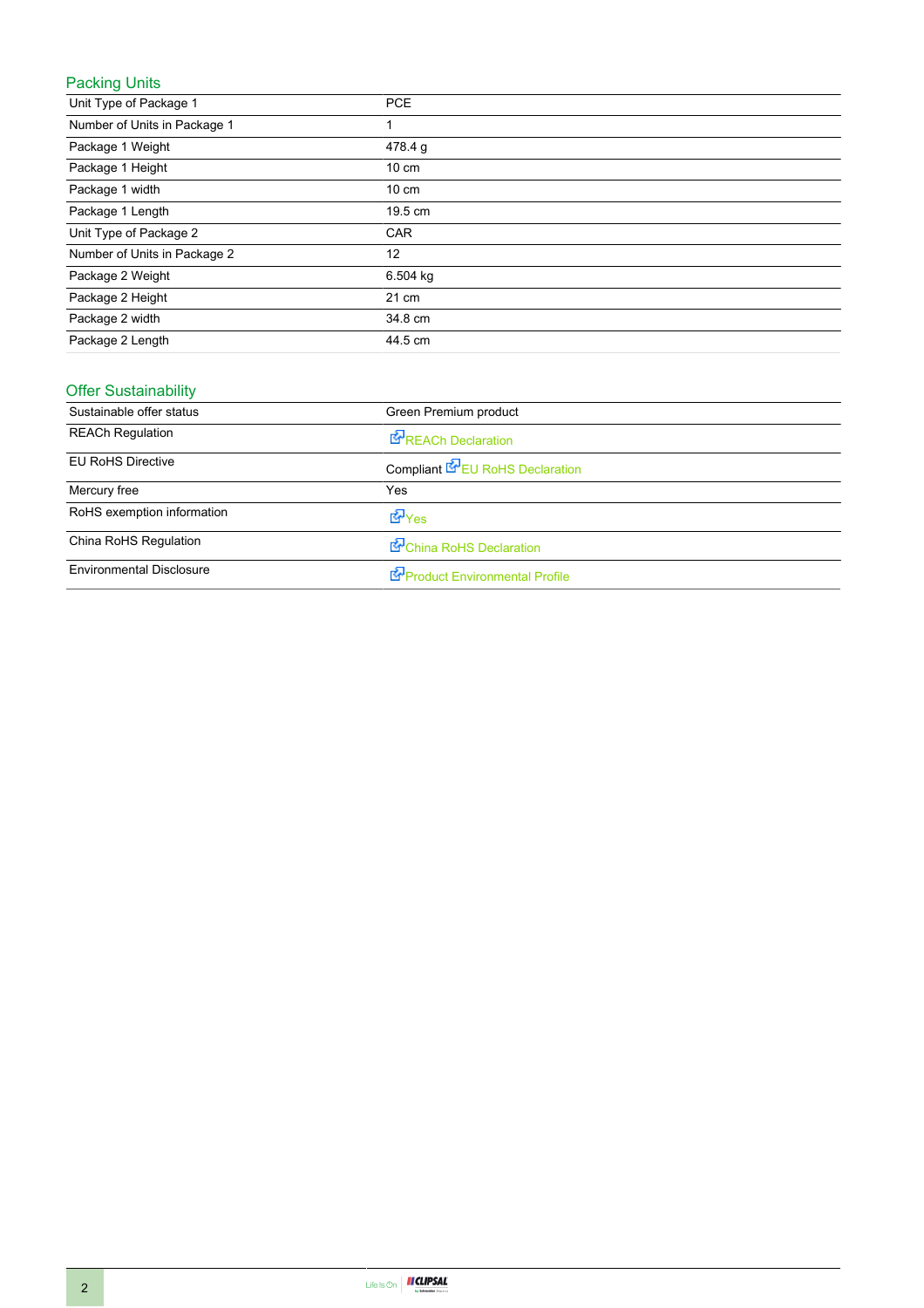## Packing Units

| | |
|---|---|
| Unit Type of Package 1 | PCE |
| Number of Units in Package 1 | 1 |
| Package 1 Weight | 478.4 g |
| Package 1 Height | 10 cm |
| Package 1 width | 10 cm |
| Package 1 Length | 19.5 cm |
| Unit Type of Package 2 | CAR |
| Number of Units in Package 2 | 12 |
| Package 2 Weight | 6.504 kg |
| Package 2 Height | 21 cm |
| Package 2 width | 34.8 cm |
| Package 2 Length | 44.5 cm |

## Offer Sustainability

| | |
|---|---|
| Sustainable offer status | Green Premium product |
| REACh Regulation | REACh Declaration |
| EU RoHS Directive | Compliant EU RoHS Declaration |
| Mercury free | Yes |
| RoHS exemption information | Yes |
| China RoHS Regulation | China RoHS Declaration |
| Environmental Disclosure | Product Environmental Profile |